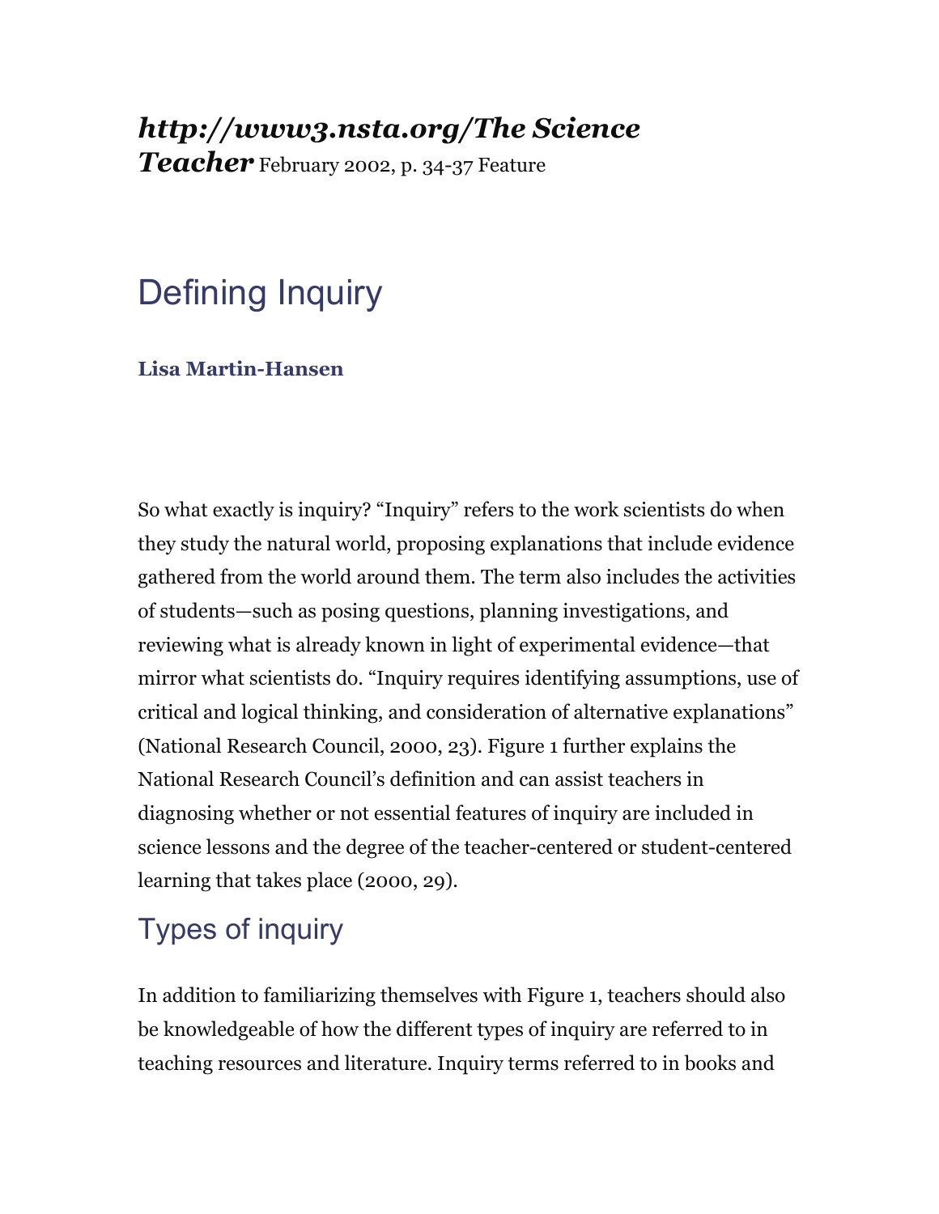***http://www3.nsta.org/The Science Teacher*** February 2002, p. 34-37 Feature

# Defining Inquiry

**Lisa Martin-Hansen**

So what exactly is inquiry? "Inquiry" refers to the work scientists do when they study the natural world, proposing explanations that include evidence gathered from the world around them. The term also includes the activities of students—such as posing questions, planning investigations, and reviewing what is already known in light of experimental evidence—that mirror what scientists do. "Inquiry requires identifying assumptions, use of critical and logical thinking, and consideration of alternative explanations" (National Research Council, 2000, 23). Figure 1 further explains the National Research Council's definition and can assist teachers in diagnosing whether or not essential features of inquiry are included in science lessons and the degree of the teacher-centered or student-centered learning that takes place (2000, 29).

## Types of inquiry

In addition to familiarizing themselves with Figure 1, teachers should also be knowledgeable of how the different types of inquiry are referred to in teaching resources and literature. Inquiry terms referred to in books and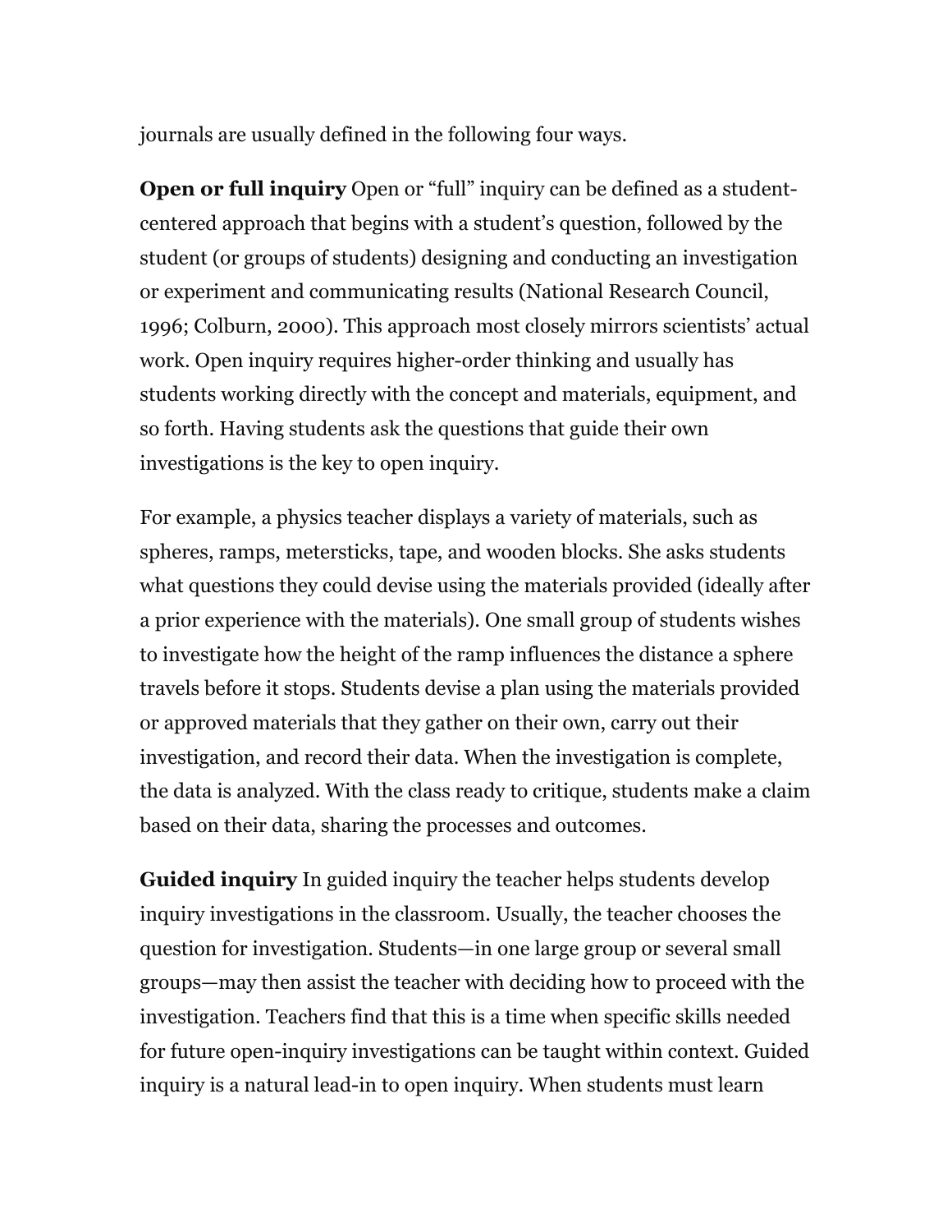journals are usually defined in the following four ways.

**Open or full inquiry** Open or "full" inquiry can be defined as a student-centered approach that begins with a student's question, followed by the student (or groups of students) designing and conducting an investigation or experiment and communicating results (National Research Council, 1996; Colburn, 2000). This approach most closely mirrors scientists' actual work. Open inquiry requires higher-order thinking and usually has students working directly with the concept and materials, equipment, and so forth. Having students ask the questions that guide their own investigations is the key to open inquiry.

For example, a physics teacher displays a variety of materials, such as spheres, ramps, metersticks, tape, and wooden blocks. She asks students what questions they could devise using the materials provided (ideally after a prior experience with the materials). One small group of students wishes to investigate how the height of the ramp influences the distance a sphere travels before it stops. Students devise a plan using the materials provided or approved materials that they gather on their own, carry out their investigation, and record their data. When the investigation is complete, the data is analyzed. With the class ready to critique, students make a claim based on their data, sharing the processes and outcomes.

**Guided inquiry** In guided inquiry the teacher helps students develop inquiry investigations in the classroom. Usually, the teacher chooses the question for investigation. Students—in one large group or several small groups—may then assist the teacher with deciding how to proceed with the investigation. Teachers find that this is a time when specific skills needed for future open-inquiry investigations can be taught within context. Guided inquiry is a natural lead-in to open inquiry. When students must learn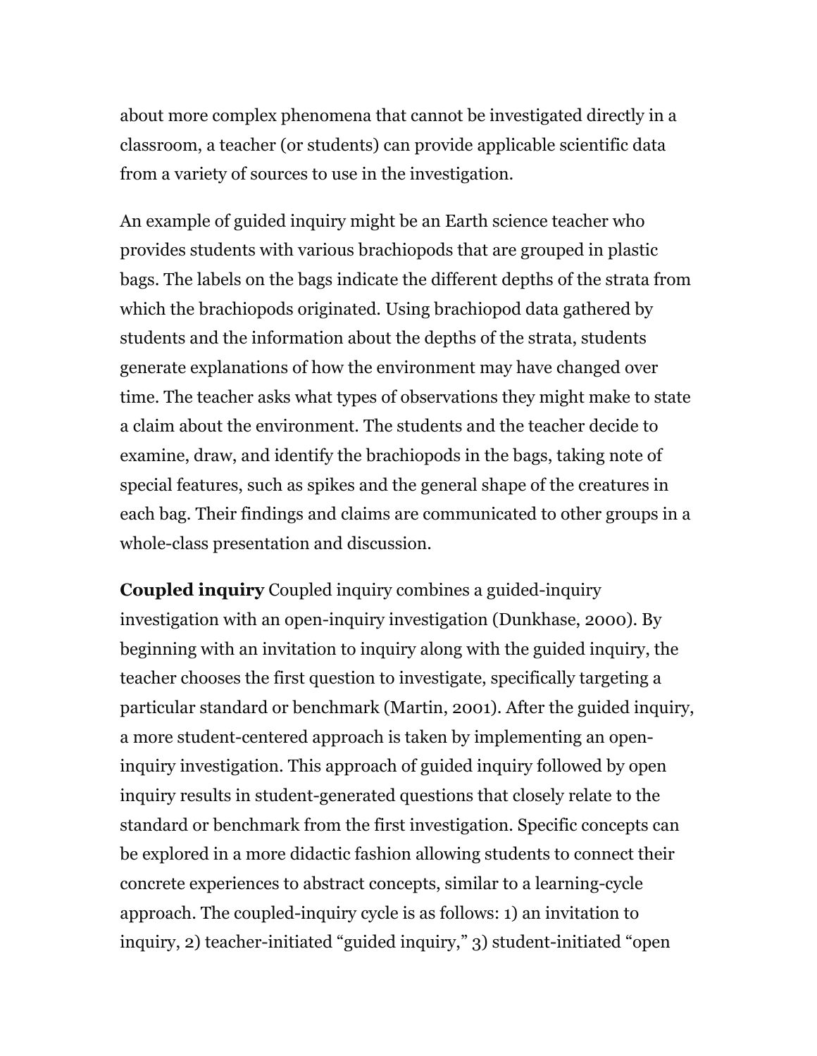about more complex phenomena that cannot be investigated directly in a classroom, a teacher (or students) can provide applicable scientific data from a variety of sources to use in the investigation.

An example of guided inquiry might be an Earth science teacher who provides students with various brachiopods that are grouped in plastic bags. The labels on the bags indicate the different depths of the strata from which the brachiopods originated. Using brachiopod data gathered by students and the information about the depths of the strata, students generate explanations of how the environment may have changed over time. The teacher asks what types of observations they might make to state a claim about the environment. The students and the teacher decide to examine, draw, and identify the brachiopods in the bags, taking note of special features, such as spikes and the general shape of the creatures in each bag. Their findings and claims are communicated to other groups in a whole-class presentation and discussion.

**Coupled inquiry** Coupled inquiry combines a guided-inquiry investigation with an open-inquiry investigation (Dunkhase, 2000). By beginning with an invitation to inquiry along with the guided inquiry, the teacher chooses the first question to investigate, specifically targeting a particular standard or benchmark (Martin, 2001). After the guided inquiry, a more student-centered approach is taken by implementing an open-inquiry investigation. This approach of guided inquiry followed by open inquiry results in student-generated questions that closely relate to the standard or benchmark from the first investigation. Specific concepts can be explored in a more didactic fashion allowing students to connect their concrete experiences to abstract concepts, similar to a learning-cycle approach. The coupled-inquiry cycle is as follows: 1) an invitation to inquiry, 2) teacher-initiated "guided inquiry," 3) student-initiated "open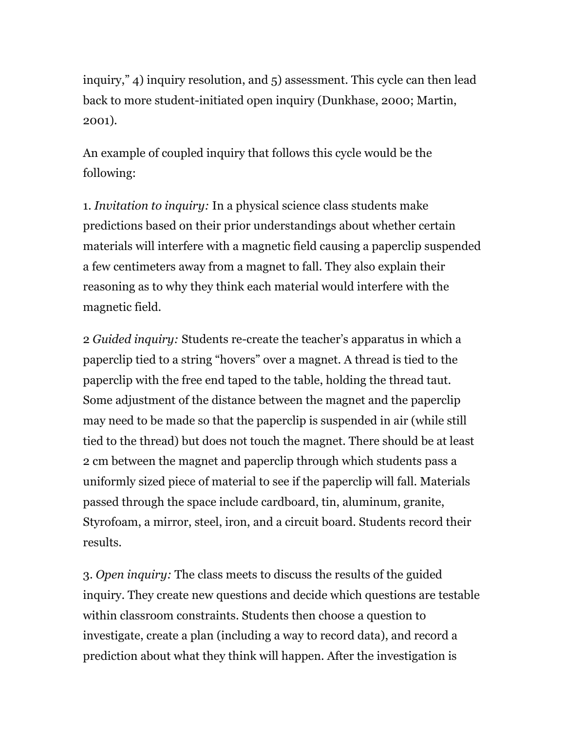inquiry," 4) inquiry resolution, and 5) assessment. This cycle can then lead back to more student-initiated open inquiry (Dunkhase, 2000; Martin, 2001).

An example of coupled inquiry that follows this cycle would be the following:

1. *Invitation to inquiry:* In a physical science class students make predictions based on their prior understandings about whether certain materials will interfere with a magnetic field causing a paperclip suspended a few centimeters away from a magnet to fall. They also explain their reasoning as to why they think each material would interfere with the magnetic field.

2 *Guided inquiry:* Students re-create the teacher's apparatus in which a paperclip tied to a string "hovers" over a magnet. A thread is tied to the paperclip with the free end taped to the table, holding the thread taut. Some adjustment of the distance between the magnet and the paperclip may need to be made so that the paperclip is suspended in air (while still tied to the thread) but does not touch the magnet. There should be at least 2 cm between the magnet and paperclip through which students pass a uniformly sized piece of material to see if the paperclip will fall. Materials passed through the space include cardboard, tin, aluminum, granite, Styrofoam, a mirror, steel, iron, and a circuit board. Students record their results.

3. *Open inquiry:* The class meets to discuss the results of the guided inquiry. They create new questions and decide which questions are testable within classroom constraints. Students then choose a question to investigate, create a plan (including a way to record data), and record a prediction about what they think will happen. After the investigation is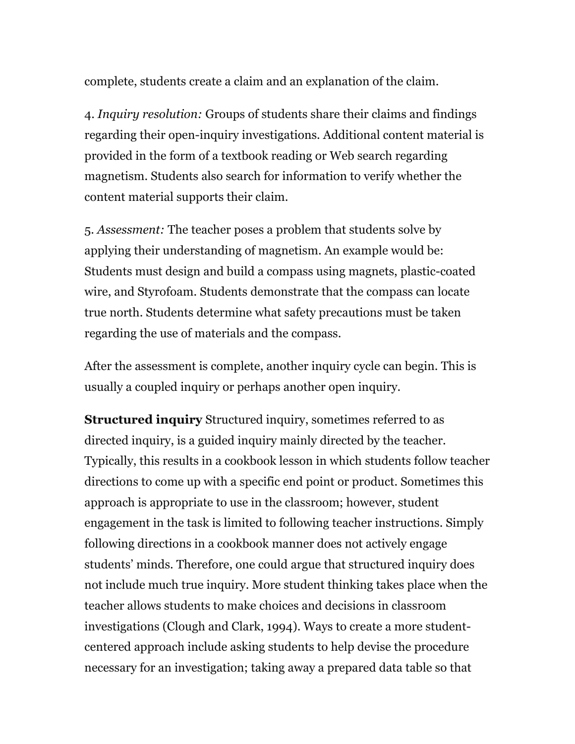complete, students create a claim and an explanation of the claim.

4. *Inquiry resolution:* Groups of students share their claims and findings regarding their open-inquiry investigations. Additional content material is provided in the form of a textbook reading or Web search regarding magnetism. Students also search for information to verify whether the content material supports their claim.

5. *Assessment:* The teacher poses a problem that students solve by applying their understanding of magnetism. An example would be: Students must design and build a compass using magnets, plastic-coated wire, and Styrofoam. Students demonstrate that the compass can locate true north. Students determine what safety precautions must be taken regarding the use of materials and the compass.

After the assessment is complete, another inquiry cycle can begin. This is usually a coupled inquiry or perhaps another open inquiry.

**Structured inquiry** Structured inquiry, sometimes referred to as directed inquiry, is a guided inquiry mainly directed by the teacher. Typically, this results in a cookbook lesson in which students follow teacher directions to come up with a specific end point or product. Sometimes this approach is appropriate to use in the classroom; however, student engagement in the task is limited to following teacher instructions. Simply following directions in a cookbook manner does not actively engage students' minds. Therefore, one could argue that structured inquiry does not include much true inquiry. More student thinking takes place when the teacher allows students to make choices and decisions in classroom investigations (Clough and Clark, 1994). Ways to create a more student-centered approach include asking students to help devise the procedure necessary for an investigation; taking away a prepared data table so that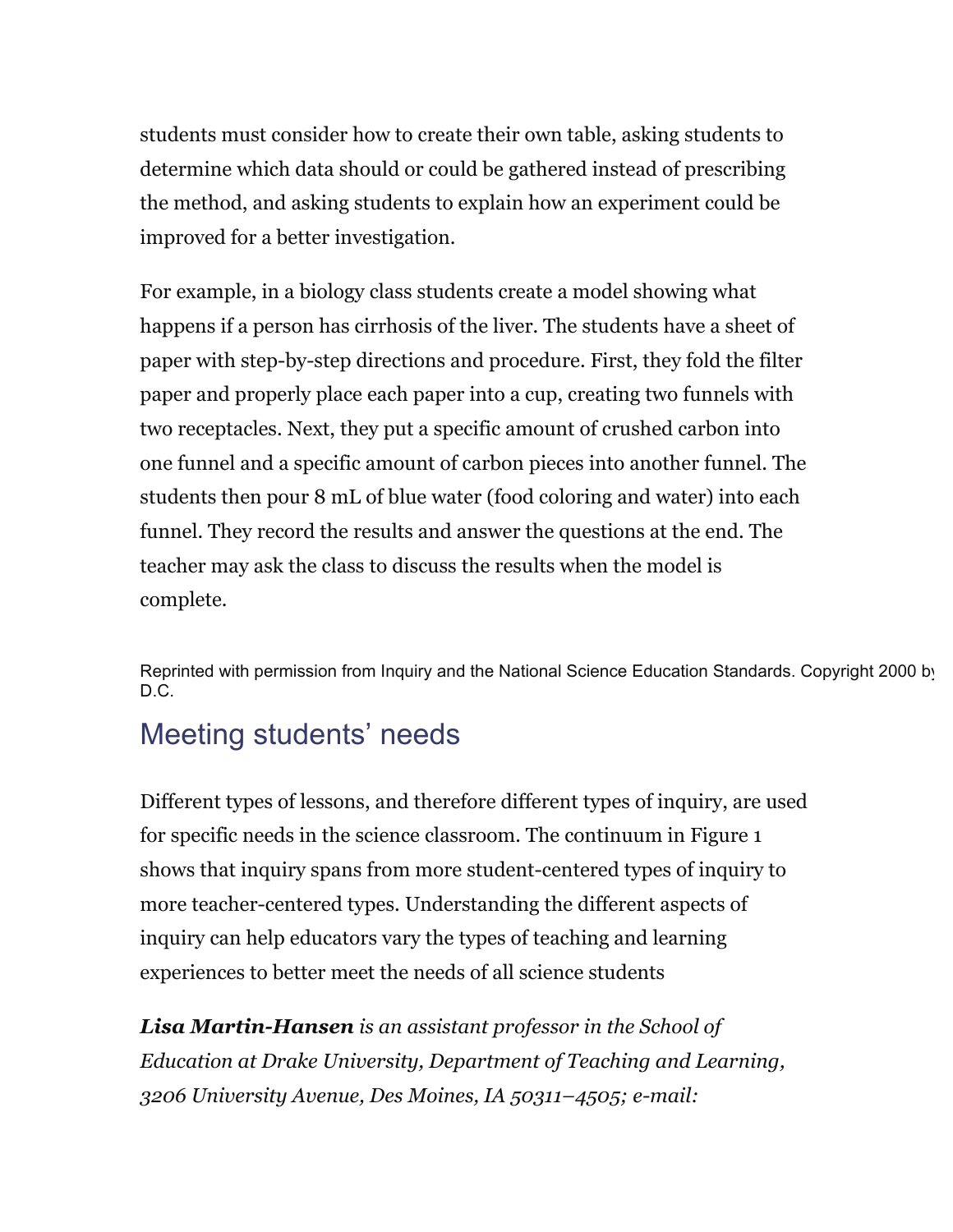students must consider how to create their own table, asking students to determine which data should or could be gathered instead of prescribing the method, and asking students to explain how an experiment could be improved for a better investigation.

For example, in a biology class students create a model showing what happens if a person has cirrhosis of the liver. The students have a sheet of paper with step-by-step directions and procedure. First, they fold the filter paper and properly place each paper into a cup, creating two funnels with two receptacles. Next, they put a specific amount of crushed carbon into one funnel and a specific amount of carbon pieces into another funnel. The students then pour 8 mL of blue water (food coloring and water) into each funnel. They record the results and answer the questions at the end. The teacher may ask the class to discuss the results when the model is complete.

Reprinted with permission from Inquiry and the National Science Education Standards. Copyright 2000 by
D.C.

## Meeting students' needs

Different types of lessons, and therefore different types of inquiry, are used for specific needs in the science classroom. The continuum in Figure 1 shows that inquiry spans from more student-centered types of inquiry to more teacher-centered types. Understanding the different aspects of inquiry can help educators vary the types of teaching and learning experiences to better meet the needs of all science students

***Lisa Martin-Hansen*** *is an assistant professor in the School of Education at Drake University, Department of Teaching and Learning, 3206 University Avenue, Des Moines, IA 50311–4505; e-mail:*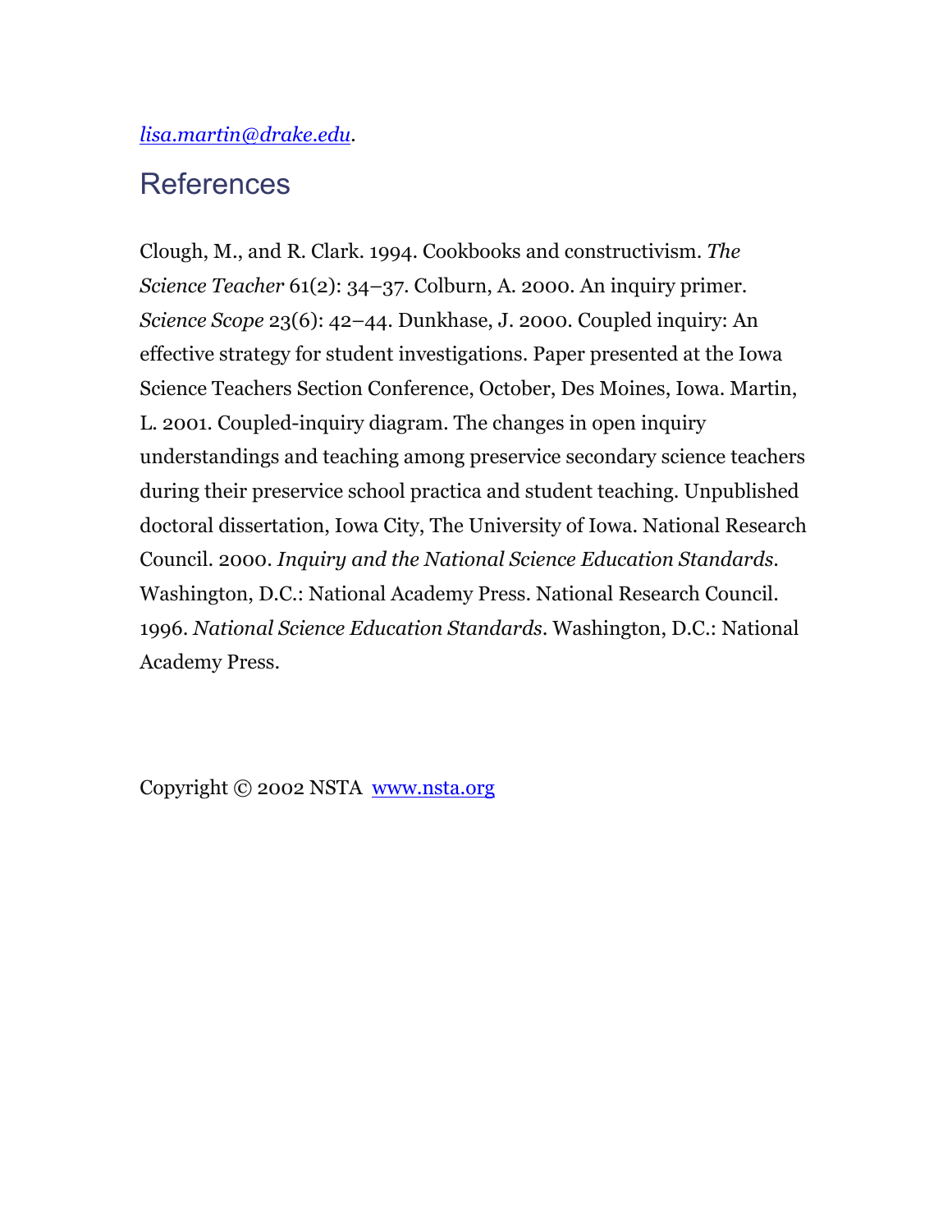*lisa.martin@drake.edu*.

## References

Clough, M., and R. Clark. 1994. Cookbooks and constructivism. *The Science Teacher* 61(2): 34–37. Colburn, A. 2000. An inquiry primer. *Science Scope* 23(6): 42–44. Dunkhase, J. 2000. Coupled inquiry: An effective strategy for student investigations. Paper presented at the Iowa Science Teachers Section Conference, October, Des Moines, Iowa. Martin, L. 2001. Coupled-inquiry diagram. The changes in open inquiry understandings and teaching among preservice secondary science teachers during their preservice school practica and student teaching. Unpublished doctoral dissertation, Iowa City, The University of Iowa. National Research Council. 2000. *Inquiry and the National Science Education Standards*. Washington, D.C.: National Academy Press. National Research Council. 1996. *National Science Education Standards*. Washington, D.C.: National Academy Press.

Copyright © 2002 NSTA www.nsta.org